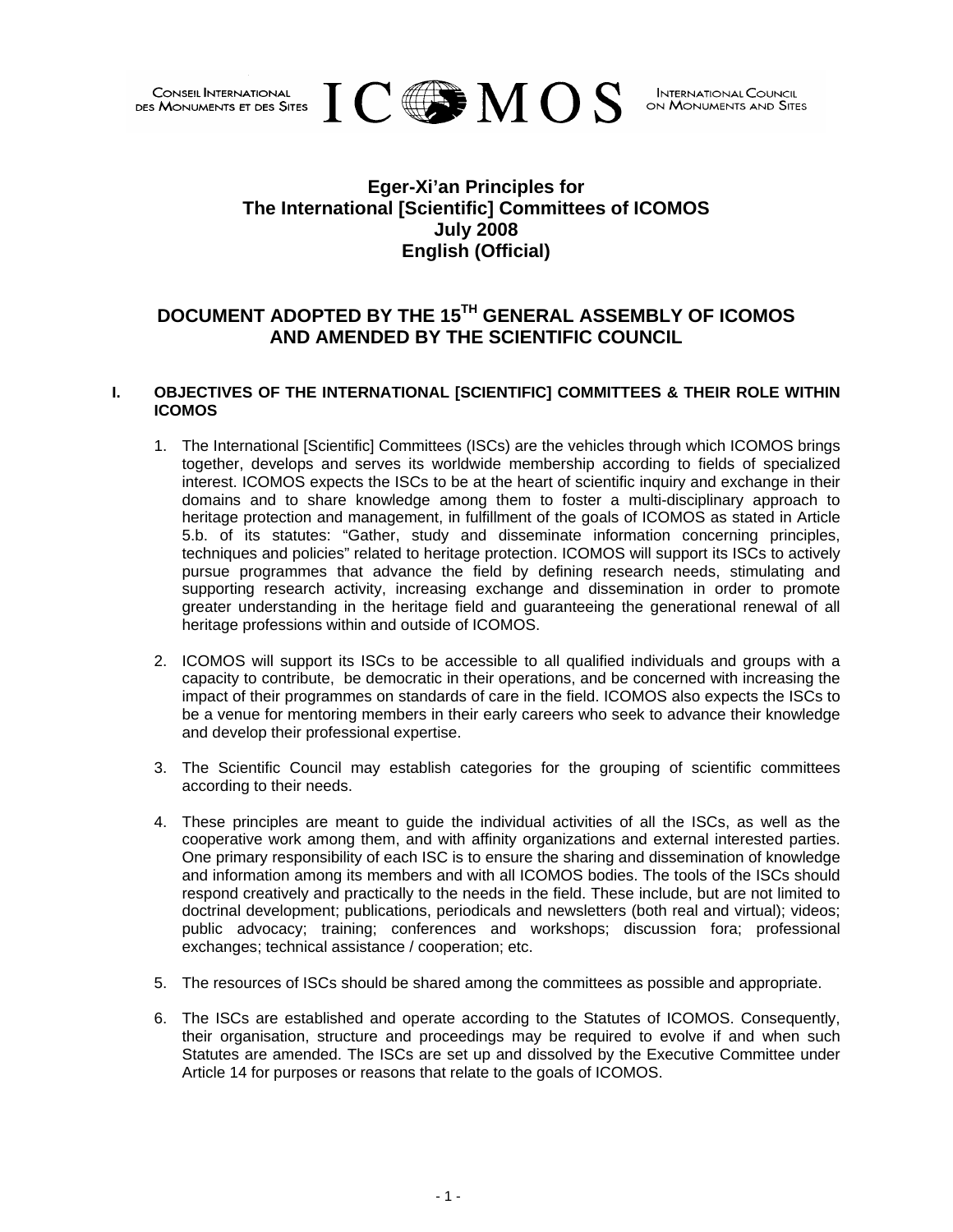CONSEIL INTERNATIONAL DES MONUMENTS ET DES SITES — ICOMOS — INTERNATIONAL COUNCIL ON MONUMENTS AND SITES

# Eger-Xi'an Principles for The International [Scientific] Committees of ICOMOS July 2008 English (Official)

## DOCUMENT ADOPTED BY THE 15TH GENERAL ASSEMBLY OF ICOMOS AND AMENDED BY THE SCIENTIFIC COUNCIL

### I. OBJECTIVES OF THE INTERNATIONAL [SCIENTIFIC] COMMITTEES & THEIR ROLE WITHIN ICOMOS

1. The International [Scientific] Committees (ISCs) are the vehicles through which ICOMOS brings together, develops and serves its worldwide membership according to fields of specialized interest. ICOMOS expects the ISCs to be at the heart of scientific inquiry and exchange in their domains and to share knowledge among them to foster a multi-disciplinary approach to heritage protection and management, in fulfillment of the goals of ICOMOS as stated in Article 5.b. of its statutes: "Gather, study and disseminate information concerning principles, techniques and policies" related to heritage protection. ICOMOS will support its ISCs to actively pursue programmes that advance the field by defining research needs, stimulating and supporting research activity, increasing exchange and dissemination in order to promote greater understanding in the heritage field and guaranteeing the generational renewal of all heritage professions within and outside of ICOMOS.

2. ICOMOS will support its ISCs to be accessible to all qualified individuals and groups with a capacity to contribute, be democratic in their operations, and be concerned with increasing the impact of their programmes on standards of care in the field. ICOMOS also expects the ISCs to be a venue for mentoring members in their early careers who seek to advance their knowledge and develop their professional expertise.

3. The Scientific Council may establish categories for the grouping of scientific committees according to their needs.

4. These principles are meant to guide the individual activities of all the ISCs, as well as the cooperative work among them, and with affinity organizations and external interested parties. One primary responsibility of each ISC is to ensure the sharing and dissemination of knowledge and information among its members and with all ICOMOS bodies. The tools of the ISCs should respond creatively and practically to the needs in the field. These include, but are not limited to doctrinal development; publications, periodicals and newsletters (both real and virtual); videos; public advocacy; training; conferences and workshops; discussion fora; professional exchanges; technical assistance / cooperation; etc.

5. The resources of ISCs should be shared among the committees as possible and appropriate.

6. The ISCs are established and operate according to the Statutes of ICOMOS. Consequently, their organisation, structure and proceedings may be required to evolve if and when such Statutes are amended. The ISCs are set up and dissolved by the Executive Committee under Article 14 for purposes or reasons that relate to the goals of ICOMOS.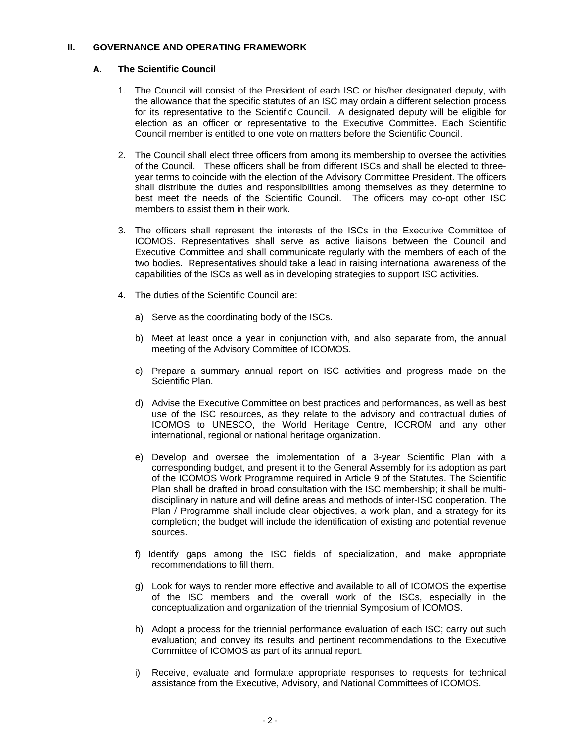## II. GOVERNANCE AND OPERATING FRAMEWORK

### A. The Scientific Council

1. The Council will consist of the President of each ISC or his/her designated deputy, with the allowance that the specific statutes of an ISC may ordain a different selection process for its representative to the Scientific Council. A designated deputy will be eligible for election as an officer or representative to the Executive Committee. Each Scientific Council member is entitled to one vote on matters before the Scientific Council.

2. The Council shall elect three officers from among its membership to oversee the activities of the Council. These officers shall be from different ISCs and shall be elected to three-year terms to coincide with the election of the Advisory Committee President. The officers shall distribute the duties and responsibilities among themselves as they determine to best meet the needs of the Scientific Council. The officers may co-opt other ISC members to assist them in their work.

3. The officers shall represent the interests of the ISCs in the Executive Committee of ICOMOS. Representatives shall serve as active liaisons between the Council and Executive Committee and shall communicate regularly with the members of each of the two bodies. Representatives should take a lead in raising international awareness of the capabilities of the ISCs as well as in developing strategies to support ISC activities.

4. The duties of the Scientific Council are:

   a) Serve as the coordinating body of the ISCs.

   b) Meet at least once a year in conjunction with, and also separate from, the annual meeting of the Advisory Committee of ICOMOS.

   c) Prepare a summary annual report on ISC activities and progress made on the Scientific Plan.

   d) Advise the Executive Committee on best practices and performances, as well as best use of the ISC resources, as they relate to the advisory and contractual duties of ICOMOS to UNESCO, the World Heritage Centre, ICCROM and any other international, regional or national heritage organization.

   e) Develop and oversee the implementation of a 3-year Scientific Plan with a corresponding budget, and present it to the General Assembly for its adoption as part of the ICOMOS Work Programme required in Article 9 of the Statutes. The Scientific Plan shall be drafted in broad consultation with the ISC membership; it shall be multi-disciplinary in nature and will define areas and methods of inter-ISC cooperation. The Plan / Programme shall include clear objectives, a work plan, and a strategy for its completion; the budget will include the identification of existing and potential revenue sources.

   f) Identify gaps among the ISC fields of specialization, and make appropriate recommendations to fill them.

   g) Look for ways to render more effective and available to all of ICOMOS the expertise of the ISC members and the overall work of the ISCs, especially in the conceptualization and organization of the triennial Symposium of ICOMOS.

   h) Adopt a process for the triennial performance evaluation of each ISC; carry out such evaluation; and convey its results and pertinent recommendations to the Executive Committee of ICOMOS as part of its annual report.

   i) Receive, evaluate and formulate appropriate responses to requests for technical assistance from the Executive, Advisory, and National Committees of ICOMOS.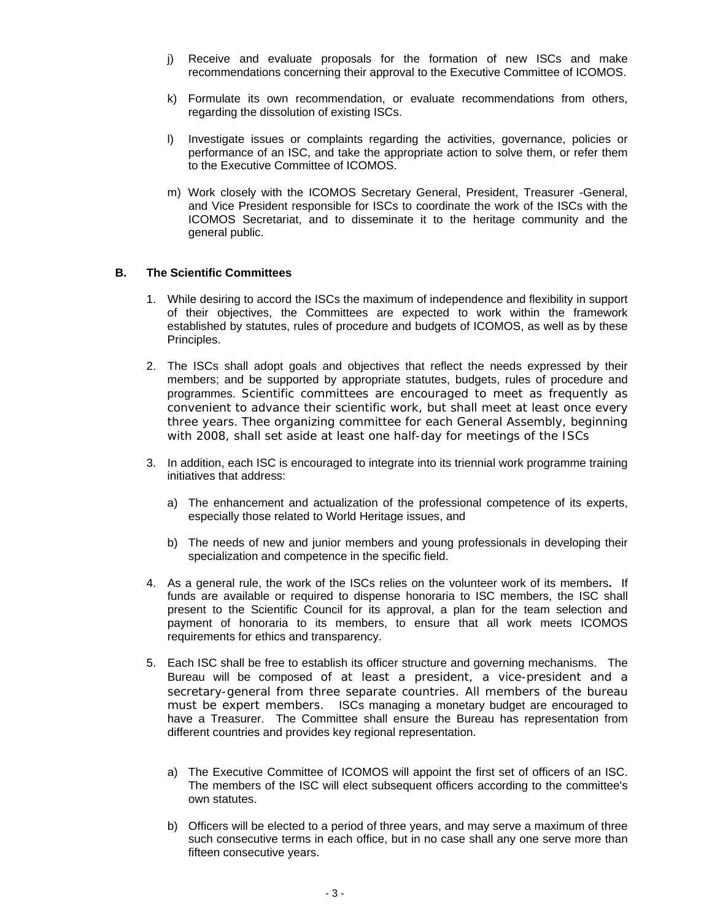j) Receive and evaluate proposals for the formation of new ISCs and make recommendations concerning their approval to the Executive Committee of ICOMOS.

k) Formulate its own recommendation, or evaluate recommendations from others, regarding the dissolution of existing ISCs.

l) Investigate issues or complaints regarding the activities, governance, policies or performance of an ISC, and take the appropriate action to solve them, or refer them to the Executive Committee of ICOMOS.

m) Work closely with the ICOMOS Secretary General, President, Treasurer -General, and Vice President responsible for ISCs to coordinate the work of the ISCs with the ICOMOS Secretariat, and to disseminate it to the heritage community and the general public.

**B. The Scientific Committees**

1. While desiring to accord the ISCs the maximum of independence and flexibility in support of their objectives, the Committees are expected to work within the framework established by statutes, rules of procedure and budgets of ICOMOS, as well as by these Principles.

2. The ISCs shall adopt goals and objectives that reflect the needs expressed by their members; and be supported by appropriate statutes, budgets, rules of procedure and programmes. Scientific committees are encouraged to meet as frequently as convenient to advance their scientific work, but shall meet at least once every three years. Thee organizing committee for each General Assembly, beginning with 2008, shall set aside at least one half-day for meetings of the ISCs

3. In addition, each ISC is encouraged to integrate into its triennial work programme training initiatives that address:

   a) The enhancement and actualization of the professional competence of its experts, especially those related to World Heritage issues, and

   b) The needs of new and junior members and young professionals in developing their specialization and competence in the specific field.

4. As a general rule, the work of the ISCs relies on the volunteer work of its members**.** If funds are available or required to dispense honoraria to ISC members, the ISC shall present to the Scientific Council for its approval, a plan for the team selection and payment of honoraria to its members, to ensure that all work meets ICOMOS requirements for ethics and transparency.

5. Each ISC shall be free to establish its officer structure and governing mechanisms. The Bureau will be composed of at least a president, a vice-president and a secretary-general from three separate countries. All members of the bureau must be expert members. ISCs managing a monetary budget are encouraged to have a Treasurer. The Committee shall ensure the Bureau has representation from different countries and provides key regional representation.

   a) The Executive Committee of ICOMOS will appoint the first set of officers of an ISC. The members of the ISC will elect subsequent officers according to the committee's own statutes.

   b) Officers will be elected to a period of three years, and may serve a maximum of three such consecutive terms in each office, but in no case shall any one serve more than fifteen consecutive years.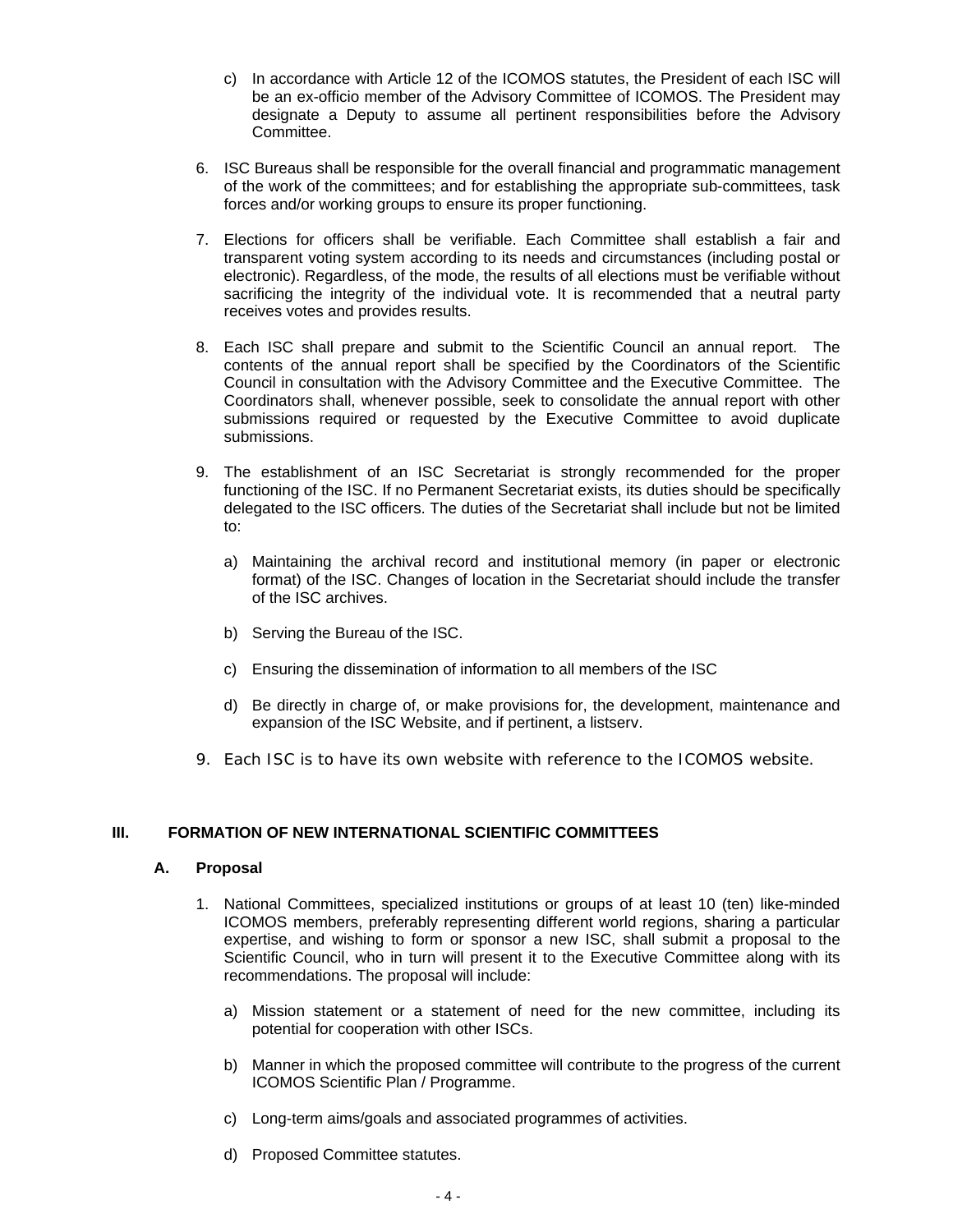c) In accordance with Article 12 of the ICOMOS statutes, the President of each ISC will be an ex-officio member of the Advisory Committee of ICOMOS. The President may designate a Deputy to assume all pertinent responsibilities before the Advisory Committee.

6. ISC Bureaus shall be responsible for the overall financial and programmatic management of the work of the committees; and for establishing the appropriate sub-committees, task forces and/or working groups to ensure its proper functioning.

7. Elections for officers shall be verifiable. Each Committee shall establish a fair and transparent voting system according to its needs and circumstances (including postal or electronic). Regardless, of the mode, the results of all elections must be verifiable without sacrificing the integrity of the individual vote. It is recommended that a neutral party receives votes and provides results.

8. Each ISC shall prepare and submit to the Scientific Council an annual report. The contents of the annual report shall be specified by the Coordinators of the Scientific Council in consultation with the Advisory Committee and the Executive Committee. The Coordinators shall, whenever possible, seek to consolidate the annual report with other submissions required or requested by the Executive Committee to avoid duplicate submissions.

9. The establishment of an ISC Secretariat is strongly recommended for the proper functioning of the ISC. If no Permanent Secretariat exists, its duties should be specifically delegated to the ISC officers. The duties of the Secretariat shall include but not be limited to:

   a) Maintaining the archival record and institutional memory (in paper or electronic format) of the ISC. Changes of location in the Secretariat should include the transfer of the ISC archives.

   b) Serving the Bureau of the ISC.

   c) Ensuring the dissemination of information to all members of the ISC

   d) Be directly in charge of, or make provisions for, the development, maintenance and expansion of the ISC Website, and if pertinent, a listserv.

9. Each ISC is to have its own website with reference to the ICOMOS website.

## III. FORMATION OF NEW INTERNATIONAL SCIENTIFIC COMMITTEES

### A. Proposal

1. National Committees, specialized institutions or groups of at least 10 (ten) like-minded ICOMOS members, preferably representing different world regions, sharing a particular expertise, and wishing to form or sponsor a new ISC, shall submit a proposal to the Scientific Council, who in turn will present it to the Executive Committee along with its recommendations. The proposal will include:

   a) Mission statement or a statement of need for the new committee, including its potential for cooperation with other ISCs.

   b) Manner in which the proposed committee will contribute to the progress of the current ICOMOS Scientific Plan / Programme.

   c) Long-term aims/goals and associated programmes of activities.

   d) Proposed Committee statutes.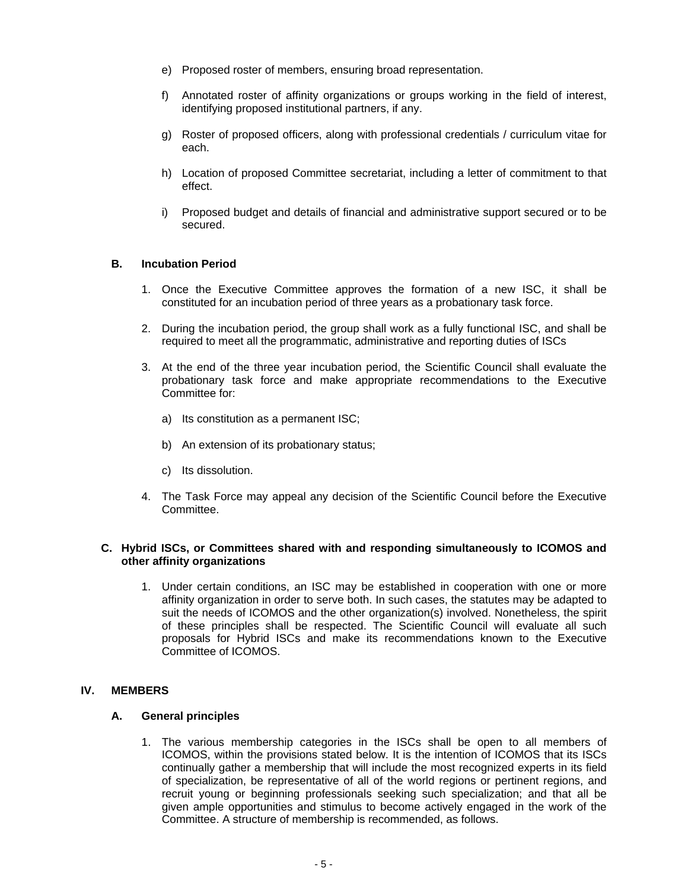e) Proposed roster of members, ensuring broad representation.

f) Annotated roster of affinity organizations or groups working in the field of interest, identifying proposed institutional partners, if any.

g) Roster of proposed officers, along with professional credentials / curriculum vitae for each.

h) Location of proposed Committee secretariat, including a letter of commitment to that effect.

i) Proposed budget and details of financial and administrative support secured or to be secured.

### B. Incubation Period

1. Once the Executive Committee approves the formation of a new ISC, it shall be constituted for an incubation period of three years as a probationary task force.

2. During the incubation period, the group shall work as a fully functional ISC, and shall be required to meet all the programmatic, administrative and reporting duties of ISCs

3. At the end of the three year incubation period, the Scientific Council shall evaluate the probationary task force and make appropriate recommendations to the Executive Committee for:

   a) Its constitution as a permanent ISC;

   b) An extension of its probationary status;

   c) Its dissolution.

4. The Task Force may appeal any decision of the Scientific Council before the Executive Committee.

### C. Hybrid ISCs, or Committees shared with and responding simultaneously to ICOMOS and other affinity organizations

1. Under certain conditions, an ISC may be established in cooperation with one or more affinity organization in order to serve both. In such cases, the statutes may be adapted to suit the needs of ICOMOS and the other organization(s) involved. Nonetheless, the spirit of these principles shall be respected. The Scientific Council will evaluate all such proposals for Hybrid ISCs and make its recommendations known to the Executive Committee of ICOMOS.

## IV. MEMBERS

### A. General principles

1. The various membership categories in the ISCs shall be open to all members of ICOMOS, within the provisions stated below. It is the intention of ICOMOS that its ISCs continually gather a membership that will include the most recognized experts in its field of specialization, be representative of all of the world regions or pertinent regions, and recruit young or beginning professionals seeking such specialization; and that all be given ample opportunities and stimulus to become actively engaged in the work of the Committee. A structure of membership is recommended, as follows.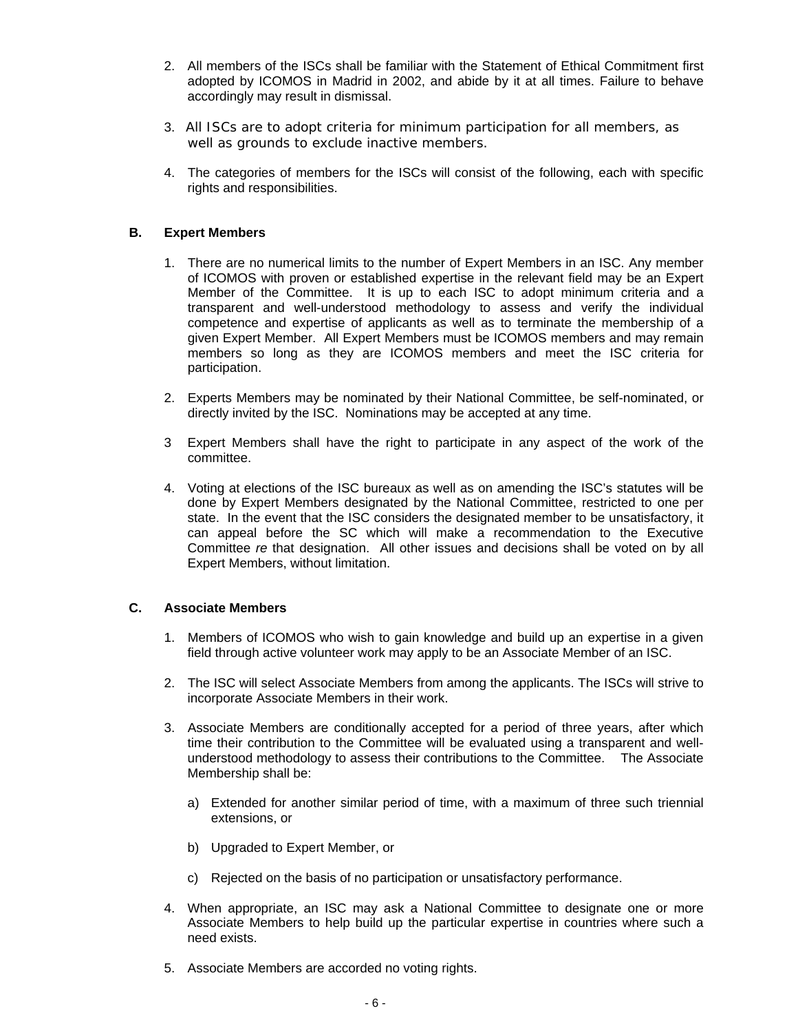2. All members of the ISCs shall be familiar with the Statement of Ethical Commitment first adopted by ICOMOS in Madrid in 2002, and abide by it at all times. Failure to behave accordingly may result in dismissal.

3. All ISCs are to adopt criteria for minimum participation for all members, as well as grounds to exclude inactive members.

4. The categories of members for the ISCs will consist of the following, each with specific rights and responsibilities.

### B. Expert Members

1. There are no numerical limits to the number of Expert Members in an ISC. Any member of ICOMOS with proven or established expertise in the relevant field may be an Expert Member of the Committee. It is up to each ISC to adopt minimum criteria and a transparent and well-understood methodology to assess and verify the individual competence and expertise of applicants as well as to terminate the membership of a given Expert Member. All Expert Members must be ICOMOS members and may remain members so long as they are ICOMOS members and meet the ISC criteria for participation.

2. Experts Members may be nominated by their National Committee, be self-nominated, or directly invited by the ISC. Nominations may be accepted at any time.

3 Expert Members shall have the right to participate in any aspect of the work of the committee.

4. Voting at elections of the ISC bureaux as well as on amending the ISC's statutes will be done by Expert Members designated by the National Committee, restricted to one per state. In the event that the ISC considers the designated member to be unsatisfactory, it can appeal before the SC which will make a recommendation to the Executive Committee *re* that designation. All other issues and decisions shall be voted on by all Expert Members, without limitation.

### C. Associate Members

1. Members of ICOMOS who wish to gain knowledge and build up an expertise in a given field through active volunteer work may apply to be an Associate Member of an ISC.

2. The ISC will select Associate Members from among the applicants. The ISCs will strive to incorporate Associate Members in their work.

3. Associate Members are conditionally accepted for a period of three years, after which time their contribution to the Committee will be evaluated using a transparent and well-understood methodology to assess their contributions to the Committee. The Associate Membership shall be:

   a) Extended for another similar period of time, with a maximum of three such triennial extensions, or

   b) Upgraded to Expert Member, or

   c) Rejected on the basis of no participation or unsatisfactory performance.

4. When appropriate, an ISC may ask a National Committee to designate one or more Associate Members to help build up the particular expertise in countries where such a need exists.

5. Associate Members are accorded no voting rights.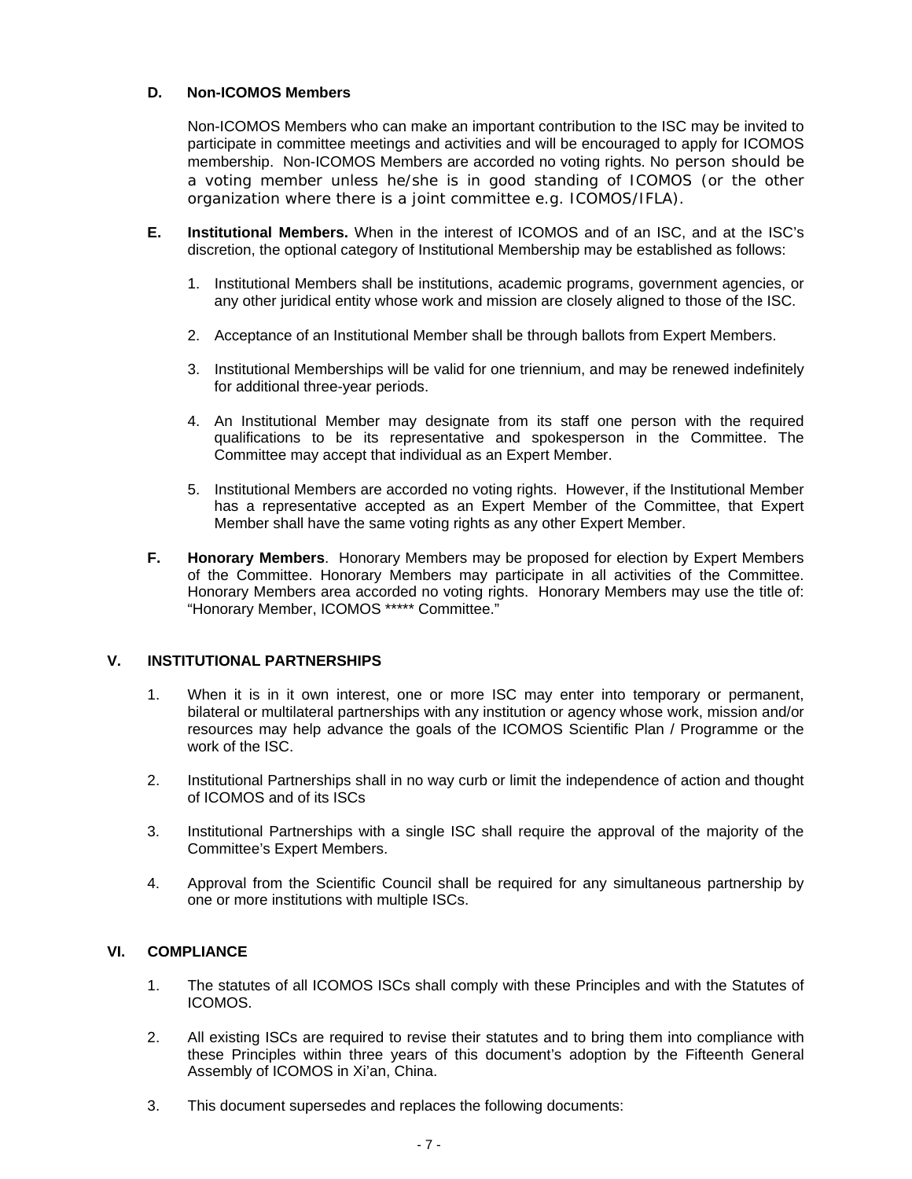### D. Non-ICOMOS Members

Non-ICOMOS Members who can make an important contribution to the ISC may be invited to participate in committee meetings and activities and will be encouraged to apply for ICOMOS membership. Non-ICOMOS Members are accorded no voting rights. No person should be a voting member unless he/she is in good standing of ICOMOS (or the other organization where there is a joint committee e.g. ICOMOS/IFLA).

### E. Institutional Members.

When in the interest of ICOMOS and of an ISC, and at the ISC's discretion, the optional category of Institutional Membership may be established as follows:

1. Institutional Members shall be institutions, academic programs, government agencies, or any other juridical entity whose work and mission are closely aligned to those of the ISC.

2. Acceptance of an Institutional Member shall be through ballots from Expert Members.

3. Institutional Memberships will be valid for one triennium, and may be renewed indefinitely for additional three-year periods.

4. An Institutional Member may designate from its staff one person with the required qualifications to be its representative and spokesperson in the Committee. The Committee may accept that individual as an Expert Member.

5. Institutional Members are accorded no voting rights. However, if the Institutional Member has a representative accepted as an Expert Member of the Committee, that Expert Member shall have the same voting rights as any other Expert Member.

### F. Honorary Members.

Honorary Members may be proposed for election by Expert Members of the Committee. Honorary Members may participate in all activities of the Committee. Honorary Members area accorded no voting rights. Honorary Members may use the title of: "Honorary Member, ICOMOS ***** Committee."

## V. INSTITUTIONAL PARTNERSHIPS

1. When it is in it own interest, one or more ISC may enter into temporary or permanent, bilateral or multilateral partnerships with any institution or agency whose work, mission and/or resources may help advance the goals of the ICOMOS Scientific Plan / Programme or the work of the ISC.

2. Institutional Partnerships shall in no way curb or limit the independence of action and thought of ICOMOS and of its ISCs

3. Institutional Partnerships with a single ISC shall require the approval of the majority of the Committee's Expert Members.

4. Approval from the Scientific Council shall be required for any simultaneous partnership by one or more institutions with multiple ISCs.

## VI. COMPLIANCE

1. The statutes of all ICOMOS ISCs shall comply with these Principles and with the Statutes of ICOMOS.

2. All existing ISCs are required to revise their statutes and to bring them into compliance with these Principles within three years of this document's adoption by the Fifteenth General Assembly of ICOMOS in Xi'an, China.

3. This document supersedes and replaces the following documents: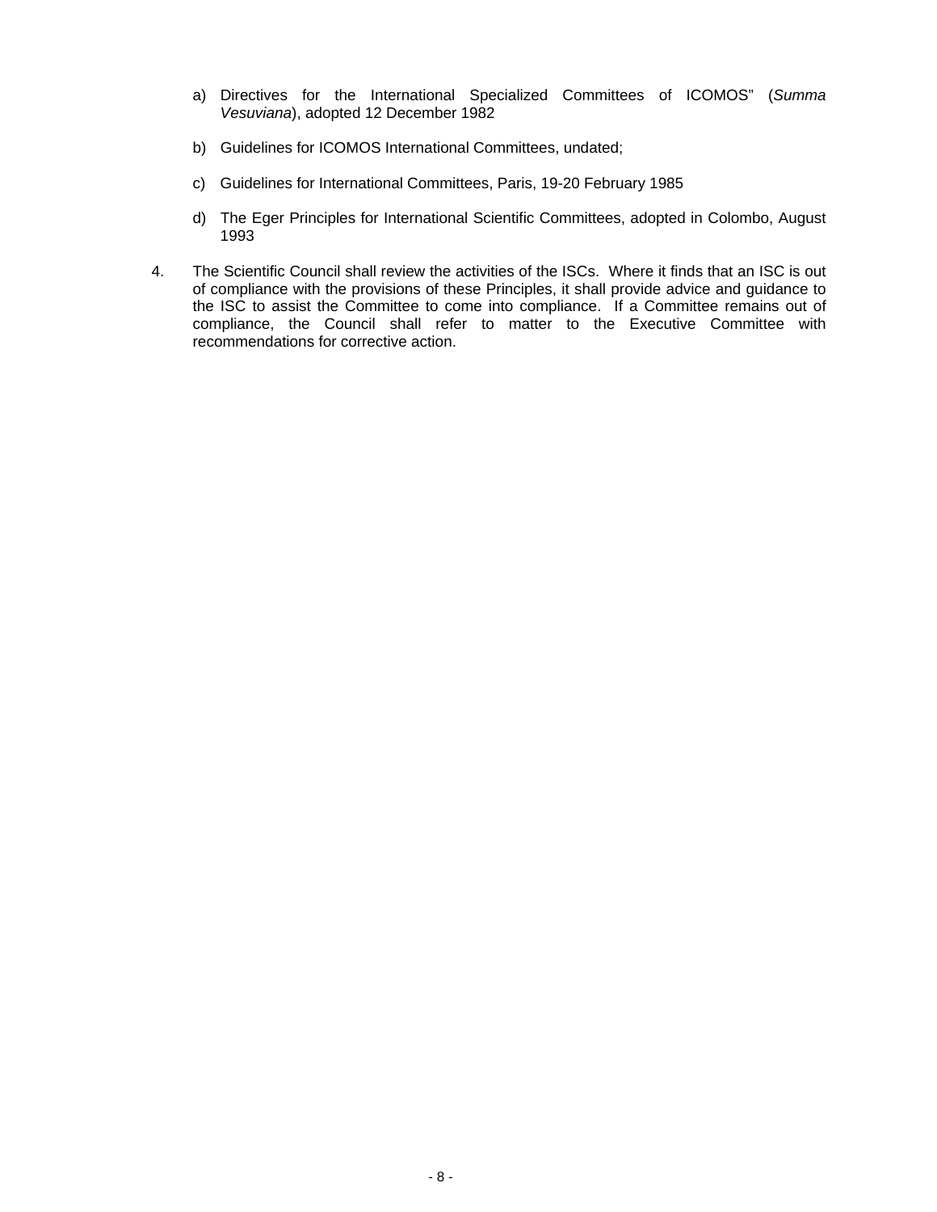a) Directives for the International Specialized Committees of ICOMOS" (*Summa Vesuviana*), adopted 12 December 1982

b) Guidelines for ICOMOS International Committees, undated;

c) Guidelines for International Committees, Paris, 19-20 February 1985

d) The Eger Principles for International Scientific Committees, adopted in Colombo, August 1993

4. The Scientific Council shall review the activities of the ISCs. Where it finds that an ISC is out of compliance with the provisions of these Principles, it shall provide advice and guidance to the ISC to assist the Committee to come into compliance. If a Committee remains out of compliance, the Council shall refer to matter to the Executive Committee with recommendations for corrective action.